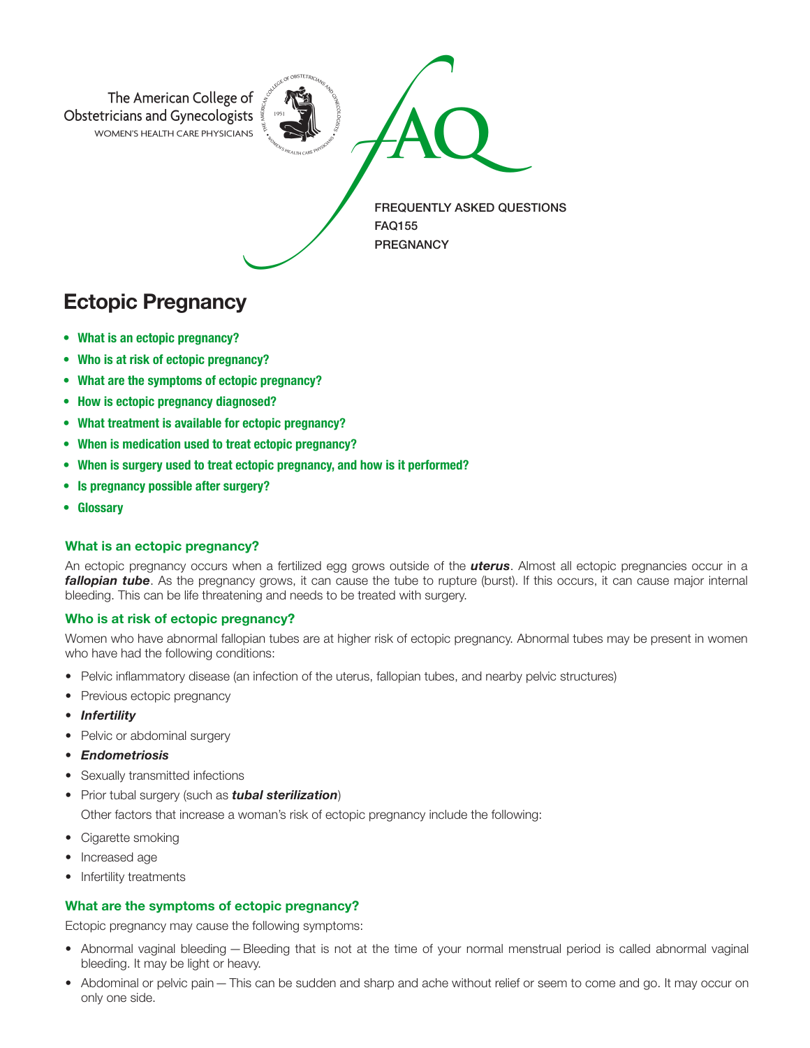The American College of Obstetricians and Gynecologists
WOMEN'S HEALTH CARE PHYSICIANS

FAQ

FREQUENTLY ASKED QUESTIONS
FAQ155
PREGNANCY

# Ectopic Pregnancy

- **What is an ectopic pregnancy?**
- **Who is at risk of ectopic pregnancy?**
- **What are the symptoms of ectopic pregnancy?**
- **How is ectopic pregnancy diagnosed?**
- **What treatment is available for ectopic pregnancy?**
- **When is medication used to treat ectopic pregnancy?**
- **When is surgery used to treat ectopic pregnancy, and how is it performed?**
- **Is pregnancy possible after surgery?**
- **Glossary**

### What is an ectopic pregnancy?

An ectopic pregnancy occurs when a fertilized egg grows outside of the ***uterus***. Almost all ectopic pregnancies occur in a ***fallopian tube***. As the pregnancy grows, it can cause the tube to rupture (burst). If this occurs, it can cause major internal bleeding. This can be life threatening and needs to be treated with surgery.

### Who is at risk of ectopic pregnancy?

Women who have abnormal fallopian tubes are at higher risk of ectopic pregnancy. Abnormal tubes may be present in women who have had the following conditions:

- Pelvic inflammatory disease (an infection of the uterus, fallopian tubes, and nearby pelvic structures)
- Previous ectopic pregnancy
- ***Infertility***
- Pelvic or abdominal surgery
- ***Endometriosis***
- Sexually transmitted infections
- Prior tubal surgery (such as ***tubal sterilization***)

Other factors that increase a woman's risk of ectopic pregnancy include the following:

- Cigarette smoking
- Increased age
- Infertility treatments

### What are the symptoms of ectopic pregnancy?

Ectopic pregnancy may cause the following symptoms:

- Abnormal vaginal bleeding — Bleeding that is not at the time of your normal menstrual period is called abnormal vaginal bleeding. It may be light or heavy.
- Abdominal or pelvic pain — This can be sudden and sharp and ache without relief or seem to come and go. It may occur on only one side.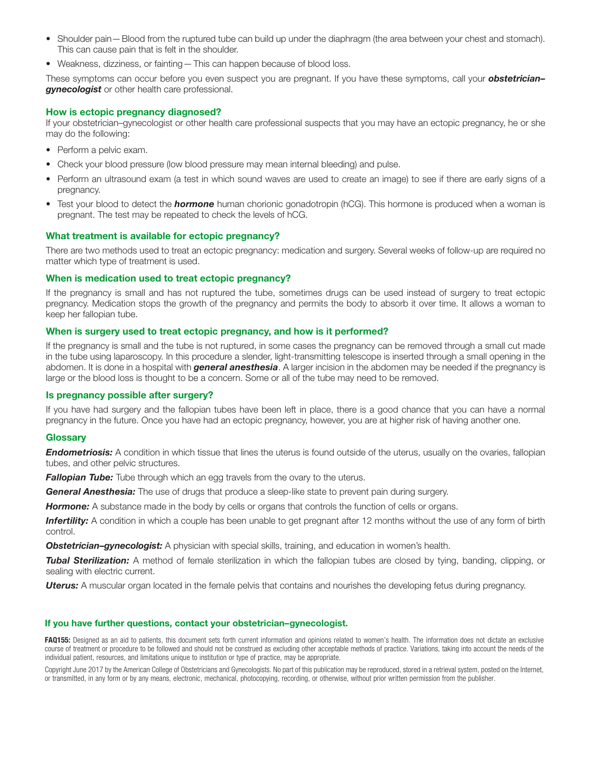- Shoulder pain—Blood from the ruptured tube can build up under the diaphragm (the area between your chest and stomach). This can cause pain that is felt in the shoulder.
- Weakness, dizziness, or fainting—This can happen because of blood loss.

These symptoms can occur before you even suspect you are pregnant. If you have these symptoms, call your ***obstetrician–gynecologist*** or other health care professional.

### How is ectopic pregnancy diagnosed?

If your obstetrician–gynecologist or other health care professional suspects that you may have an ectopic pregnancy, he or she may do the following:

- Perform a pelvic exam.
- Check your blood pressure (low blood pressure may mean internal bleeding) and pulse.
- Perform an ultrasound exam (a test in which sound waves are used to create an image) to see if there are early signs of a pregnancy.
- Test your blood to detect the ***hormone*** human chorionic gonadotropin (hCG). This hormone is produced when a woman is pregnant. The test may be repeated to check the levels of hCG.

### What treatment is available for ectopic pregnancy?

There are two methods used to treat an ectopic pregnancy: medication and surgery. Several weeks of follow-up are required no matter which type of treatment is used.

### When is medication used to treat ectopic pregnancy?

If the pregnancy is small and has not ruptured the tube, sometimes drugs can be used instead of surgery to treat ectopic pregnancy. Medication stops the growth of the pregnancy and permits the body to absorb it over time. It allows a woman to keep her fallopian tube.

### When is surgery used to treat ectopic pregnancy, and how is it performed?

If the pregnancy is small and the tube is not ruptured, in some cases the pregnancy can be removed through a small cut made in the tube using laparoscopy. In this procedure a slender, light-transmitting telescope is inserted through a small opening in the abdomen. It is done in a hospital with ***general anesthesia***. A larger incision in the abdomen may be needed if the pregnancy is large or the blood loss is thought to be a concern. Some or all of the tube may need to be removed.

### Is pregnancy possible after surgery?

If you have had surgery and the fallopian tubes have been left in place, there is a good chance that you can have a normal pregnancy in the future. Once you have had an ectopic pregnancy, however, you are at higher risk of having another one.

### Glossary

***Endometriosis:*** A condition in which tissue that lines the uterus is found outside of the uterus, usually on the ovaries, fallopian tubes, and other pelvic structures.

***Fallopian Tube:*** Tube through which an egg travels from the ovary to the uterus.

***General Anesthesia:*** The use of drugs that produce a sleep-like state to prevent pain during surgery.

***Hormone:*** A substance made in the body by cells or organs that controls the function of cells or organs.

***Infertility:*** A condition in which a couple has been unable to get pregnant after 12 months without the use of any form of birth control.

***Obstetrician–gynecologist:*** A physician with special skills, training, and education in women's health.

***Tubal Sterilization:*** A method of female sterilization in which the fallopian tubes are closed by tying, banding, clipping, or sealing with electric current.

***Uterus:*** A muscular organ located in the female pelvis that contains and nourishes the developing fetus during pregnancy.

**If you have further questions, contact your obstetrician–gynecologist.**

**FAQ155:** Designed as an aid to patients, this document sets forth current information and opinions related to women's health. The information does not dictate an exclusive course of treatment or procedure to be followed and should not be construed as excluding other acceptable methods of practice. Variations, taking into account the needs of the individual patient, resources, and limitations unique to institution or type of practice, may be appropriate.

Copyright June 2017 by the American College of Obstetricians and Gynecologists. No part of this publication may be reproduced, stored in a retrieval system, posted on the Internet, or transmitted, in any form or by any means, electronic, mechanical, photocopying, recording, or otherwise, without prior written permission from the publisher.